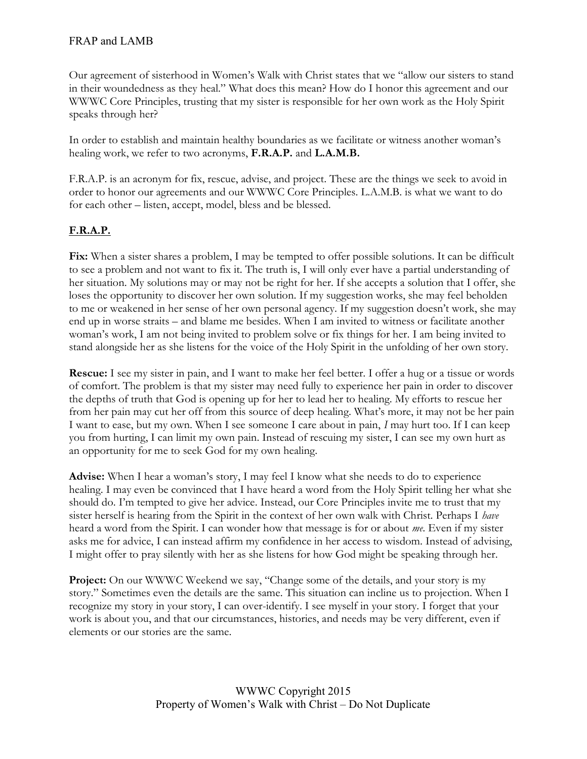# FRAP and LAMB

Our agreement of sisterhood in Women's Walk with Christ states that we "allow our sisters to stand in their woundedness as they heal." What does this mean? How do I honor this agreement and our WWWC Core Principles, trusting that my sister is responsible for her own work as the Holy Spirit speaks through her?

In order to establish and maintain healthy boundaries as we facilitate or witness another woman's healing work, we refer to two acronyms, **F.R.A.P.** and **L.A.M.B.**

F.R.A.P. is an acronym for fix, rescue, advise, and project. These are the things we seek to avoid in order to honor our agreements and our WWWC Core Principles. L.A.M.B. is what we want to do for each other – listen, accept, model, bless and be blessed.

## F.R.A.P.

**Fix:** When a sister shares a problem, I may be tempted to offer possible solutions. It can be difficult to see a problem and not want to fix it. The truth is, I will only ever have a partial understanding of her situation. My solutions may or may not be right for her. If she accepts a solution that I offer, she loses the opportunity to discover her own solution. If my suggestion works, she may feel beholden to me or weakened in her sense of her own personal agency. If my suggestion doesn't work, she may end up in worse straits – and blame me besides. When I am invited to witness or facilitate another woman's work, I am not being invited to problem solve or fix things for her. I am being invited to stand alongside her as she listens for the voice of the Holy Spirit in the unfolding of her own story.

**Rescue:** I see my sister in pain, and I want to make her feel better. I offer a hug or a tissue or words of comfort. The problem is that my sister may need fully to experience her pain in order to discover the depths of truth that God is opening up for her to lead her to healing. My efforts to rescue her from her pain may cut her off from this source of deep healing. What's more, it may not be her pain I want to ease, but my own. When I see someone I care about in pain, *I* may hurt too. If I can keep you from hurting, I can limit my own pain. Instead of rescuing my sister, I can see my own hurt as an opportunity for me to seek God for my own healing.

**Advise:** When I hear a woman's story, I may feel I know what she needs to do to experience healing. I may even be convinced that I have heard a word from the Holy Spirit telling her what she should do. I'm tempted to give her advice. Instead, our Core Principles invite me to trust that my sister herself is hearing from the Spirit in the context of her own walk with Christ. Perhaps I *have* heard a word from the Spirit. I can wonder how that message is for or about *me*. Even if my sister asks me for advice, I can instead affirm my confidence in her access to wisdom. Instead of advising, I might offer to pray silently with her as she listens for how God might be speaking through her.

**Project:** On our WWWC Weekend we say, "Change some of the details, and your story is my story." Sometimes even the details are the same. This situation can incline us to projection. When I recognize my story in your story, I can over-identify. I see myself in your story. I forget that your work is about you, and that our circumstances, histories, and needs may be very different, even if elements or our stories are the same.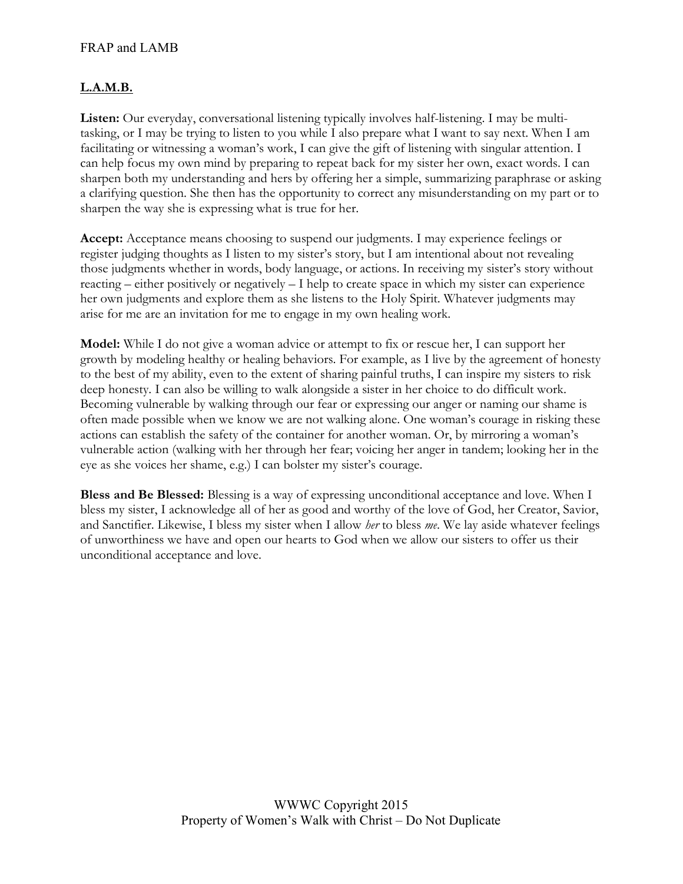## L.A.M.B.

**Listen:** Our everyday, conversational listening typically involves half-listening. I may be multi-tasking, or I may be trying to listen to you while I also prepare what I want to say next. When I am facilitating or witnessing a woman's work, I can give the gift of listening with singular attention. I can help focus my own mind by preparing to repeat back for my sister her own, exact words. I can sharpen both my understanding and hers by offering her a simple, summarizing paraphrase or asking a clarifying question. She then has the opportunity to correct any misunderstanding on my part or to sharpen the way she is expressing what is true for her.

**Accept:** Acceptance means choosing to suspend our judgments. I may experience feelings or register judging thoughts as I listen to my sister's story, but I am intentional about not revealing those judgments whether in words, body language, or actions. In receiving my sister's story without reacting – either positively or negatively – I help to create space in which my sister can experience her own judgments and explore them as she listens to the Holy Spirit. Whatever judgments may arise for me are an invitation for me to engage in my own healing work.

**Model:** While I do not give a woman advice or attempt to fix or rescue her, I can support her growth by modeling healthy or healing behaviors. For example, as I live by the agreement of honesty to the best of my ability, even to the extent of sharing painful truths, I can inspire my sisters to risk deep honesty. I can also be willing to walk alongside a sister in her choice to do difficult work. Becoming vulnerable by walking through our fear or expressing our anger or naming our shame is often made possible when we know we are not walking alone. One woman's courage in risking these actions can establish the safety of the container for another woman. Or, by mirroring a woman's vulnerable action (walking with her through her fear; voicing her anger in tandem; looking her in the eye as she voices her shame, e.g.) I can bolster my sister's courage.

**Bless and Be Blessed:** Blessing is a way of expressing unconditional acceptance and love. When I bless my sister, I acknowledge all of her as good and worthy of the love of God, her Creator, Savior, and Sanctifier. Likewise, I bless my sister when I allow *her* to bless *me*. We lay aside whatever feelings of unworthiness we have and open our hearts to God when we allow our sisters to offer us their unconditional acceptance and love.